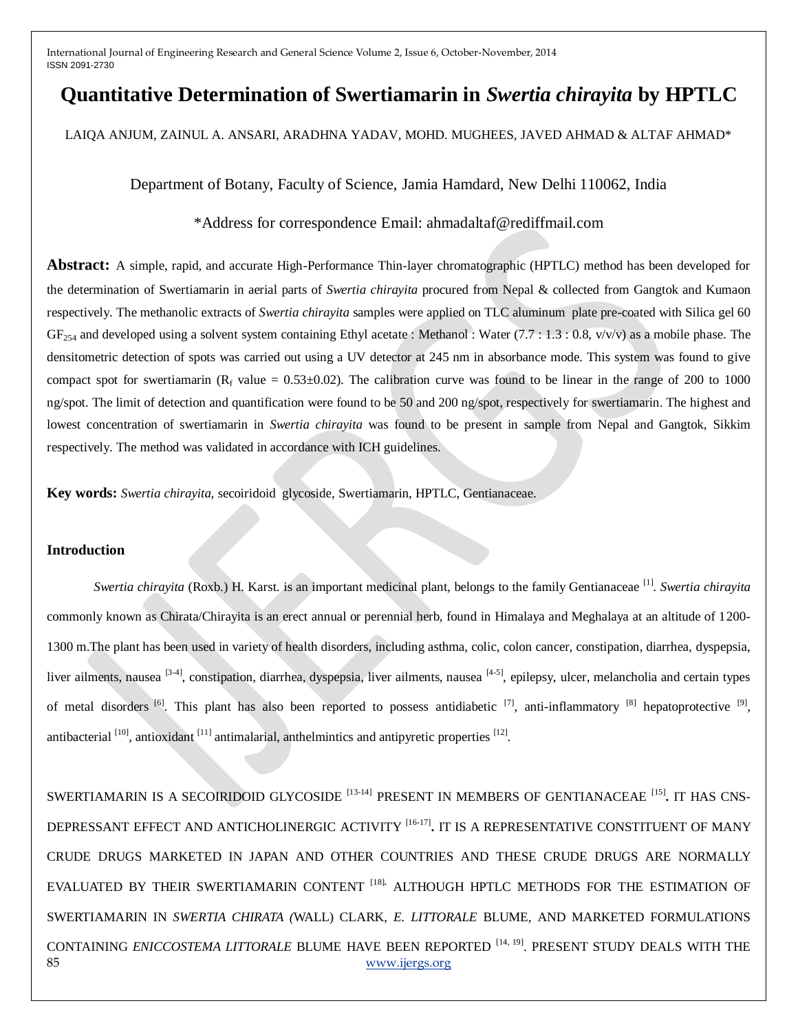# Quantitative Determination of Swertiamarin in *Swertia chirayita* by HPTLC

LAIQA ANJUM, ZAINUL A. ANSARI, ARADHNA YADAV, MOHD. MUGHEES, JAVED AHMAD & ALTAF AHMAD*

Department of Botany, Faculty of Science, Jamia Hamdard, New Delhi 110062, India

*Address for correspondence Email: ahmadaltaf@rediffmail.com

**Abstract:** A simple, rapid, and accurate High-Performance Thin-layer chromatographic (HPTLC) method has been developed for the determination of Swertiamarin in aerial parts of *Swertia chirayita* procured from Nepal & collected from Gangtok and Kumaon respectively. The methanolic extracts of *Swertia chirayita* samples were applied on TLC aluminum plate pre-coated with Silica gel 60 $GF_{254}$ and developed using a solvent system containing Ethyl acetate : Methanol : Water (7.7 : 1.3 : 0.8, v/v/v) as a mobile phase. The densitometric detection of spots was carried out using a UV detector at 245 nm in absorbance mode. This system was found to give compact spot for swertiamarin ($R_f$ value = 0.53±0.02). The calibration curve was found to be linear in the range of 200 to 1000 ng/spot. The limit of detection and quantification were found to be 50 and 200 ng/spot, respectively for swertiamarin. The highest and lowest concentration of swertiamarin in *Swertia chirayita* was found to be present in sample from Nepal and Gangtok, Sikkim respectively. The method was validated in accordance with ICH guidelines.

**Key words:** *Swertia chirayita,* secoiridoid glycoside, Swertiamarin, HPTLC, Gentianaceae.

## Introduction

*Swertia chirayita* (Roxb.) H. Karst. is an important medicinal plant, belongs to the family Gentianaceae [1]. *Swertia chirayita* commonly known as Chirata/Chirayita is an erect annual or perennial herb, found in Himalaya and Meghalaya at an altitude of 1200-1300 m.The plant has been used in variety of health disorders, including asthma, colic, colon cancer, constipation, diarrhea, dyspepsia, liver ailments, nausea [3-4], constipation, diarrhea, dyspepsia, liver ailments, nausea [4-5], epilepsy, ulcer, melancholia and certain types of metal disorders [6]. This plant has also been reported to possess antidiabetic [7], anti-inflammatory [8] hepatoprotective [9], antibacterial [10], antioxidant [11] antimalarial, anthelmintics and antipyretic properties [12].

SWERTIAMARIN IS A SECOIRIDOID GLYCOSIDE [13-14] PRESENT IN MEMBERS OF GENTIANACEAE [15]**.** IT HAS CNS-DEPRESSANT EFFECT AND ANTICHOLINERGIC ACTIVITY [16-17]**.** IT IS A REPRESENTATIVE CONSTITUENT OF MANY CRUDE DRUGS MARKETED IN JAPAN AND OTHER COUNTRIES AND THESE CRUDE DRUGS ARE NORMALLY EVALUATED BY THEIR SWERTIAMARIN CONTENT [18]. ALTHOUGH HPTLC METHODS FOR THE ESTIMATION OF SWERTIAMARIN IN *SWERTIA CHIRATA (*WALL) CLARK, *E. LITTORALE* BLUME, AND MARKETED FORMULATIONS CONTAINING *ENICCOSTEMA LITTORALE* BLUME HAVE BEEN REPORTED [14, 19]. PRESENT STUDY DEALS WITH THE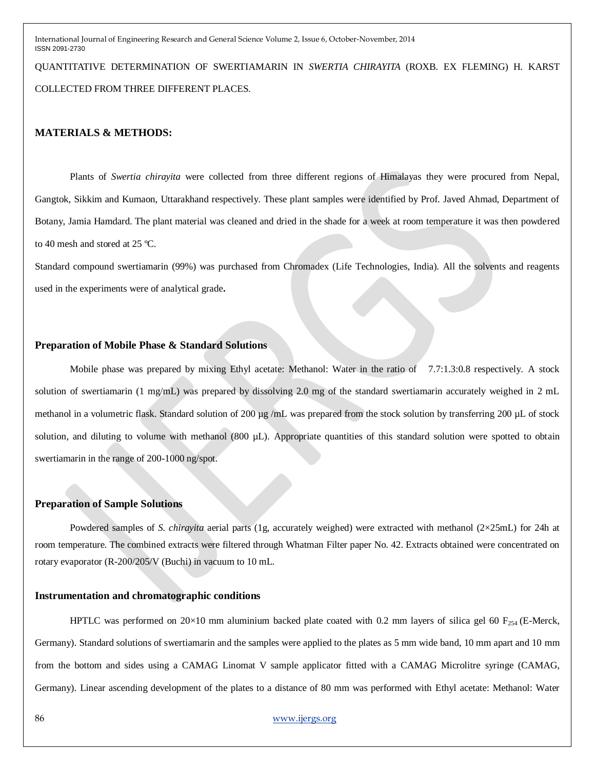QUANTITATIVE DETERMINATION OF SWERTIAMARIN IN *SWERTIA CHIRAYITA* (ROXB. EX FLEMING) H. KARST COLLECTED FROM THREE DIFFERENT PLACES.

## MATERIALS & METHODS:

Plants of *Swertia chirayita* were collected from three different regions of Himalayas they were procured from Nepal, Gangtok, Sikkim and Kumaon, Uttarakhand respectively. These plant samples were identified by Prof. Javed Ahmad, Department of Botany, Jamia Hamdard. The plant material was cleaned and dried in the shade for a week at room temperature it was then powdered to 40 mesh and stored at 25 ºC.

Standard compound swertiamarin (99%) was purchased from Chromadex (Life Technologies, India). All the solvents and reagents used in the experiments were of analytical grade**.**

### Preparation of Mobile Phase & Standard Solutions

Mobile phase was prepared by mixing Ethyl acetate: Methanol: Water in the ratio of 7.7:1.3:0.8 respectively. A stock solution of swertiamarin (1 mg/mL) was prepared by dissolving 2.0 mg of the standard swertiamarin accurately weighed in 2 mL methanol in a volumetric flask. Standard solution of 200 µg /mL was prepared from the stock solution by transferring 200 µL of stock solution, and diluting to volume with methanol (800 µL). Appropriate quantities of this standard solution were spotted to obtain swertiamarin in the range of 200-1000 ng/spot.

### Preparation of Sample Solutions

Powdered samples of *S. chirayita* aerial parts (1g, accurately weighed) were extracted with methanol (2×25mL) for 24h at room temperature. The combined extracts were filtered through Whatman Filter paper No. 42. Extracts obtained were concentrated on rotary evaporator (R-200/205/V (Buchi) in vacuum to 10 mL.

### Instrumentation and chromatographic conditions

HPTLC was performed on 20×10 mm aluminium backed plate coated with 0.2 mm layers of silica gel 60 $F_{254}$ (E-Merck, Germany). Standard solutions of swertiamarin and the samples were applied to the plates as 5 mm wide band, 10 mm apart and 10 mm from the bottom and sides using a CAMAG Linomat V sample applicator fitted with a CAMAG Microlitre syringe (CAMAG, Germany). Linear ascending development of the plates to a distance of 80 mm was performed with Ethyl acetate: Methanol: Water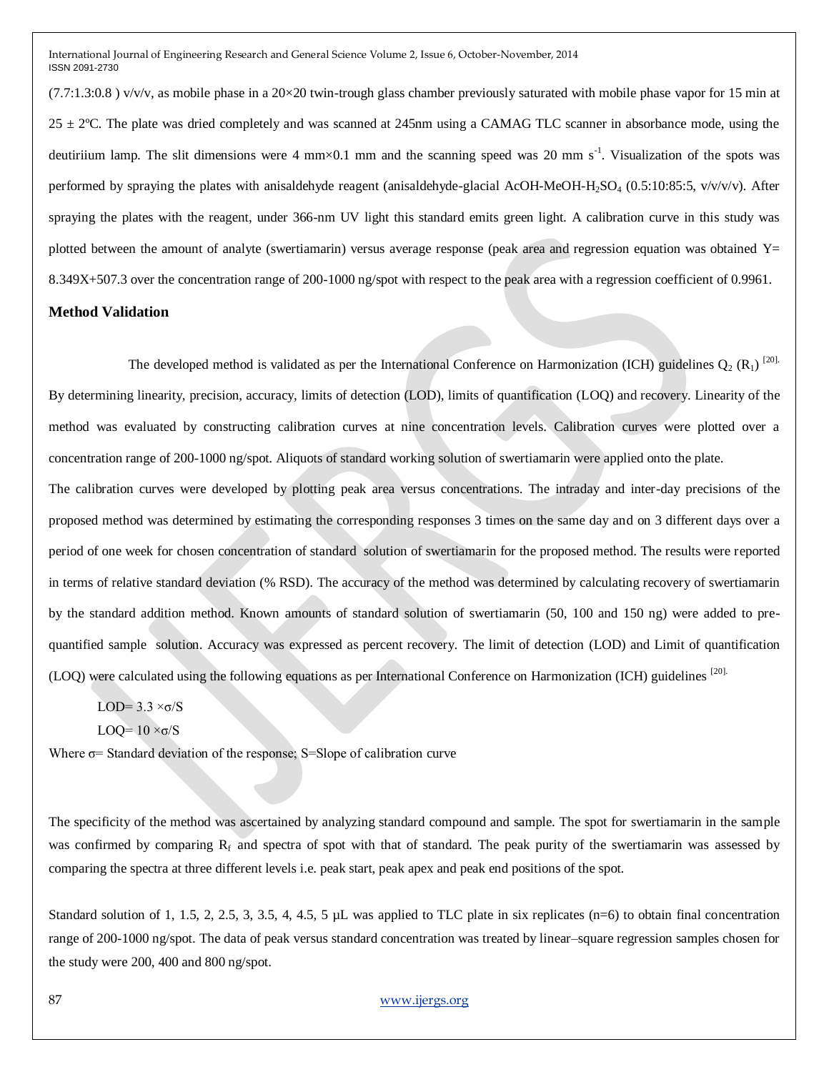(7.7:1.3:0.8 ) v/v/v, as mobile phase in a 20×20 twin-trough glass chamber previously saturated with mobile phase vapor for 15 min at 25 ± 2ºC. The plate was dried completely and was scanned at 245nm using a CAMAG TLC scanner in absorbance mode, using the deutiriium lamp. The slit dimensions were 4 mm×0.1 mm and the scanning speed was 20 mm $s^{-1}$. Visualization of the spots was performed by spraying the plates with anisaldehyde reagent (anisaldehyde-glacial AcOH-MeOH-$H_2SO_4$ (0.5:10:85:5, v/v/v/v). After spraying the plates with the reagent, under 366-nm UV light this standard emits green light. A calibration curve in this study was plotted between the amount of analyte (swertiamarin) versus average response (peak area and regression equation was obtained Y= 8.349X+507.3 over the concentration range of 200-1000 ng/spot with respect to the peak area with a regression coefficient of 0.9961.

## Method Validation

The developed method is validated as per the International Conference on Harmonization (ICH) guidelines $Q_2$ ($R_1$) [20]. By determining linearity, precision, accuracy, limits of detection (LOD), limits of quantification (LOQ) and recovery. Linearity of the method was evaluated by constructing calibration curves at nine concentration levels. Calibration curves were plotted over a concentration range of 200-1000 ng/spot. Aliquots of standard working solution of swertiamarin were applied onto the plate.

The calibration curves were developed by plotting peak area versus concentrations. The intraday and inter-day precisions of the proposed method was determined by estimating the corresponding responses 3 times on the same day and on 3 different days over a period of one week for chosen concentration of standard solution of swertiamarin for the proposed method. The results were reported in terms of relative standard deviation (% RSD). The accuracy of the method was determined by calculating recovery of swertiamarin by the standard addition method. Known amounts of standard solution of swertiamarin (50, 100 and 150 ng) were added to pre-quantified sample solution. Accuracy was expressed as percent recovery. The limit of detection (LOD) and Limit of quantification (LOQ) were calculated using the following equations as per International Conference on Harmonization (ICH) guidelines [20].

$$LOD = 3.3 \times \sigma/S$$

$$LOQ = 10 \times \sigma/S$$

Where σ= Standard deviation of the response; S=Slope of calibration curve

The specificity of the method was ascertained by analyzing standard compound and sample. The spot for swertiamarin in the sample was confirmed by comparing $R_f$ and spectra of spot with that of standard. The peak purity of the swertiamarin was assessed by comparing the spectra at three different levels i.e. peak start, peak apex and peak end positions of the spot.

Standard solution of 1, 1.5, 2, 2.5, 3, 3.5, 4, 4.5, 5 µL was applied to TLC plate in six replicates (n=6) to obtain final concentration range of 200-1000 ng/spot. The data of peak versus standard concentration was treated by linear–square regression samples chosen for the study were 200, 400 and 800 ng/spot.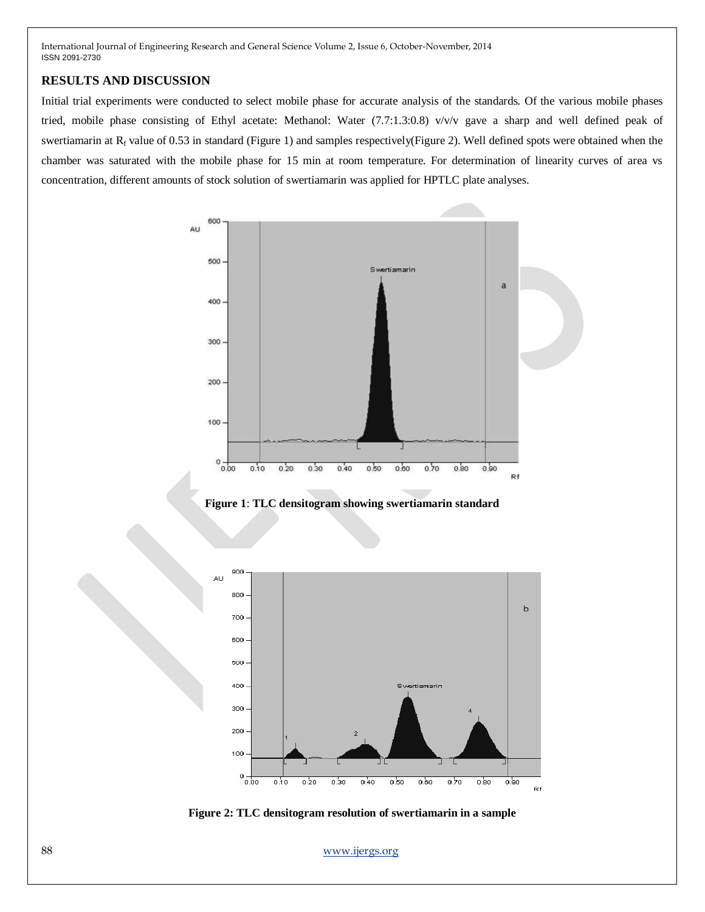## RESULTS AND DISCUSSION

Initial trial experiments were conducted to select mobile phase for accurate analysis of the standards. Of the various mobile phases tried, mobile phase consisting of Ethyl acetate: Methanol: Water (7.7:1.3:0.8) v/v/v gave a sharp and well defined peak of swertiamarin at $R_f$ value of 0.53 in standard (Figure 1) and samples respectively(Figure 2). Well defined spots were obtained when the chamber was saturated with the mobile phase for 15 min at room temperature. For determination of linearity curves of area vs concentration, different amounts of stock solution of swertiamarin was applied for HPTLC plate analyses.

**Figure 1**: **TLC densitogram showing swertiamarin standard**

**Figure 2: TLC densitogram resolution of swertiamarin in a sample**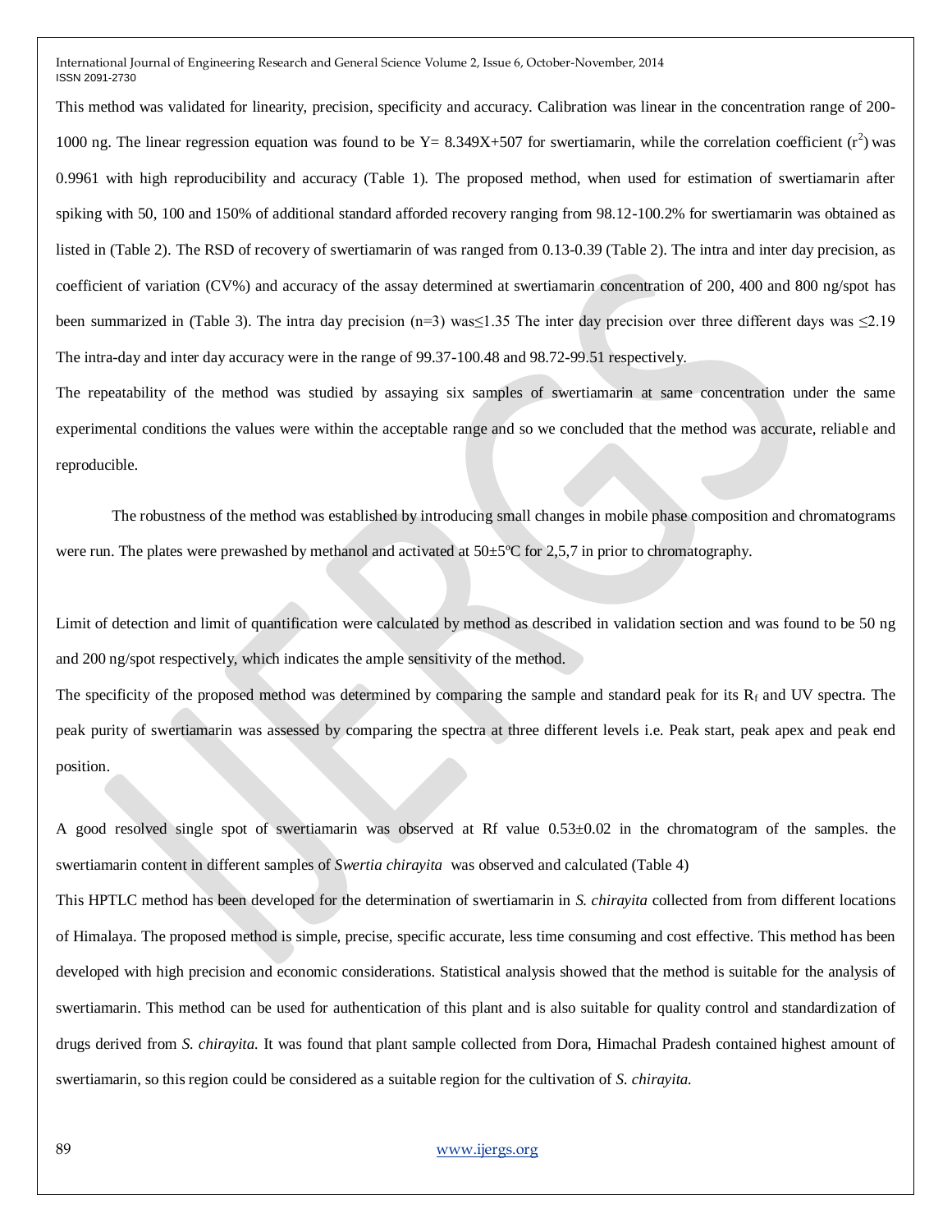This method was validated for linearity, precision, specificity and accuracy. Calibration was linear in the concentration range of 200-1000 ng. The linear regression equation was found to be Y= 8.349X+507 for swertiamarin, while the correlation coefficient ($r^2$) was 0.9961 with high reproducibility and accuracy (Table 1). The proposed method, when used for estimation of swertiamarin after spiking with 50, 100 and 150% of additional standard afforded recovery ranging from 98.12-100.2% for swertiamarin was obtained as listed in (Table 2). The RSD of recovery of swertiamarin of was ranged from 0.13-0.39 (Table 2). The intra and inter day precision, as coefficient of variation (CV%) and accuracy of the assay determined at swertiamarin concentration of 200, 400 and 800 ng/spot has been summarized in (Table 3). The intra day precision (n=3) was≤1.35 The inter day precision over three different days was ≤2.19 The intra-day and inter day accuracy were in the range of 99.37-100.48 and 98.72-99.51 respectively.

The repeatability of the method was studied by assaying six samples of swertiamarin at same concentration under the same experimental conditions the values were within the acceptable range and so we concluded that the method was accurate, reliable and reproducible.

The robustness of the method was established by introducing small changes in mobile phase composition and chromatograms were run. The plates were prewashed by methanol and activated at 50±5ºC for 2,5,7 in prior to chromatography.

Limit of detection and limit of quantification were calculated by method as described in validation section and was found to be 50 ng and 200 ng/spot respectively, which indicates the ample sensitivity of the method.

The specificity of the proposed method was determined by comparing the sample and standard peak for its $R_f$ and UV spectra. The peak purity of swertiamarin was assessed by comparing the spectra at three different levels i.e. Peak start, peak apex and peak end position.

A good resolved single spot of swertiamarin was observed at Rf value 0.53±0.02 in the chromatogram of the samples. the swertiamarin content in different samples of *Swertia chirayita* was observed and calculated (Table 4)

This HPTLC method has been developed for the determination of swertiamarin in *S. chirayita* collected from from different locations of Himalaya. The proposed method is simple, precise, specific accurate, less time consuming and cost effective. This method has been developed with high precision and economic considerations. Statistical analysis showed that the method is suitable for the analysis of swertiamarin. This method can be used for authentication of this plant and is also suitable for quality control and standardization of drugs derived from *S. chirayita.* It was found that plant sample collected from Dora, Himachal Pradesh contained highest amount of swertiamarin, so this region could be considered as a suitable region for the cultivation of *S. chirayita.*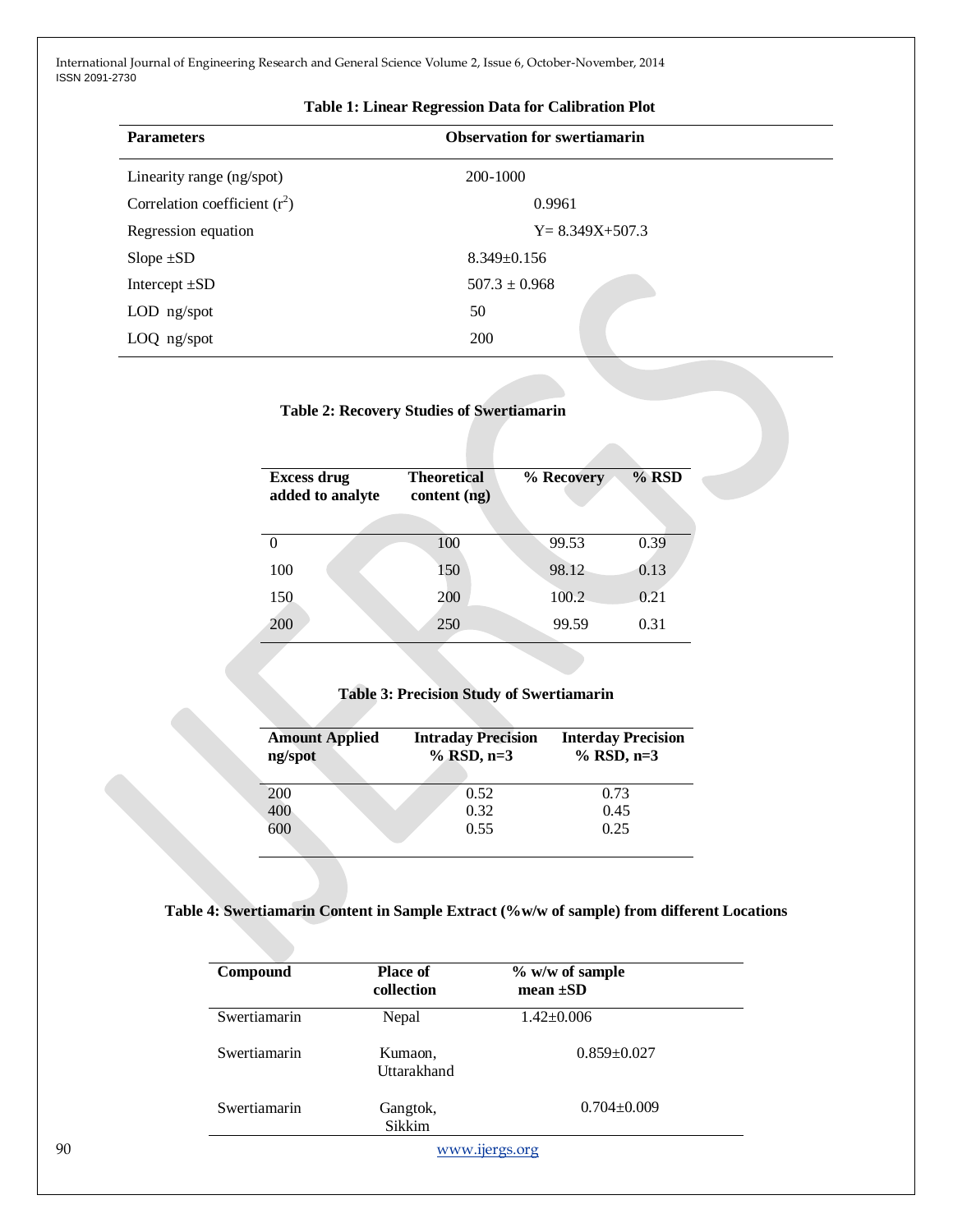**Table 1: Linear Regression Data for Calibration Plot**

| Parameters | Observation for swertiamarin |
|---|---|
| Linearity range (ng/spot) | 200-1000 |
| Correlation coefficient ($r^2$) | 0.9961 |
| Regression equation | Y= 8.349X+507.3 |
| Slope ±SD | 8.349±0.156 |
| Intercept ±SD | 507.3 ± 0.968 |
| LOD ng/spot | 50 |
| LOQ ng/spot | 200 |

**Table 2: Recovery Studies of Swertiamarin**

| Excess drug added to analyte | Theoretical content (ng) | % Recovery | % RSD |
|---|---|---|---|
| 0 | 100 | 99.53 | 0.39 |
| 100 | 150 | 98.12 | 0.13 |
| 150 | 200 | 100.2 | 0.21 |
| 200 | 250 | 99.59 | 0.31 |

**Table 3: Precision Study of Swertiamarin**

| Amount Applied ng/spot | Intraday Precision % RSD, n=3 | Interday Precision % RSD, n=3 |
|---|---|---|
| 200 | 0.52 | 0.73 |
| 400 | 0.32 | 0.45 |
| 600 | 0.55 | 0.25 |

**Table 4: Swertiamarin Content in Sample Extract (%w/w of sample) from different Locations**

| Compound | Place of collection | % w/w of sample mean ±SD |
|---|---|---|
| Swertiamarin | Nepal | 1.42±0.006 |
| Swertiamarin | Kumaon, Uttarakhand | 0.859±0.027 |
| Swertiamarin | Gangtok, Sikkim | 0.704±0.009 |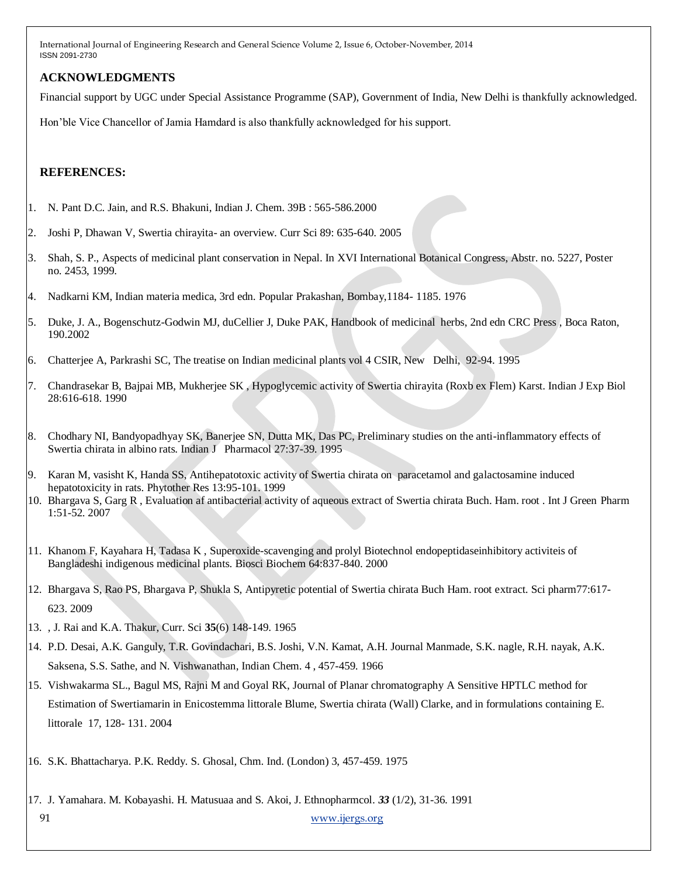## ACKNOWLEDGMENTS

Financial support by UGC under Special Assistance Programme (SAP), Government of India, New Delhi is thankfully acknowledged.

Hon'ble Vice Chancellor of Jamia Hamdard is also thankfully acknowledged for his support.

## REFERENCES:

1. N. Pant D.C. Jain, and R.S. Bhakuni, Indian J. Chem. 39B : 565-586.2000
2. Joshi P, Dhawan V, Swertia chirayita- an overview. Curr Sci 89: 635-640. 2005
3. Shah, S. P., Aspects of medicinal plant conservation in Nepal. In XVI International Botanical Congress, Abstr. no. 5227, Poster no. 2453, 1999.
4. Nadkarni KM, Indian materia medica, 3rd edn. Popular Prakashan, Bombay,1184- 1185. 1976
5. Duke, J. A., Bogenschutz-Godwin MJ, duCellier J, Duke PAK, Handbook of medicinal herbs, 2nd edn CRC Press , Boca Raton, 190.2002
6. Chatterjee A, Parkrashi SC, The treatise on Indian medicinal plants vol 4 CSIR, New Delhi, 92-94. 1995
7. Chandrasekar B, Bajpai MB, Mukherjee SK , Hypoglycemic activity of Swertia chirayita (Roxb ex Flem) Karst. Indian J Exp Biol 28:616-618. 1990
8. Chodhary NI, Bandyopadhyay SK, Banerjee SN, Dutta MK, Das PC, Preliminary studies on the anti-inflammatory effects of Swertia chirata in albino rats. Indian J Pharmacol 27:37-39. 1995
9. Karan M, vasisht K, Handa SS, Antihepatotoxic activity of Swertia chirata on paracetamol and galactosamine induced hepatotoxicity in rats. Phytother Res 13:95-101. 1999
10. Bhargava S, Garg R , Evaluation af antibacterial activity of aqueous extract of Swertia chirata Buch. Ham. root . Int J Green Pharm 1:51-52. 2007
11. Khanom F, Kayahara H, Tadasa K , Superoxide-scavenging and prolyl Biotechnol endopeptidaseinhibitory activiteis of Bangladeshi indigenous medicinal plants. Biosci Biochem 64:837-840. 2000
12. Bhargava S, Rao PS, Bhargava P, Shukla S, Antipyretic potential of Swertia chirata Buch Ham. root extract. Sci pharm77:617-623. 2009
13. , J. Rai and K.A. Thakur, Curr. Sci **35**(6) 148-149. 1965
14. P.D. Desai, A.K. Ganguly, T.R. Govindachari, B.S. Joshi, V.N. Kamat, A.H. Journal Manmade, S.K. nagle, R.H. nayak, A.K. Saksena, S.S. Sathe, and N. Vishwanathan, Indian Chem. 4 , 457-459. 1966
15. Vishwakarma SL., Bagul MS, Rajni M and Goyal RK, Journal of Planar chromatography A Sensitive HPTLC method for Estimation of Swertiamarin in Enicostemma littorale Blume, Swertia chirata (Wall) Clarke, and in formulations containing E. littorale 17, 128- 131. 2004
16. S.K. Bhattacharya. P.K. Reddy. S. Ghosal, Chm. Ind. (London) 3, 457-459. 1975
17. J. Yamahara. M. Kobayashi. H. Matusuaa and S. Akoi, J. Ethnopharmcol. ***33*** (1/2), 31-36. 1991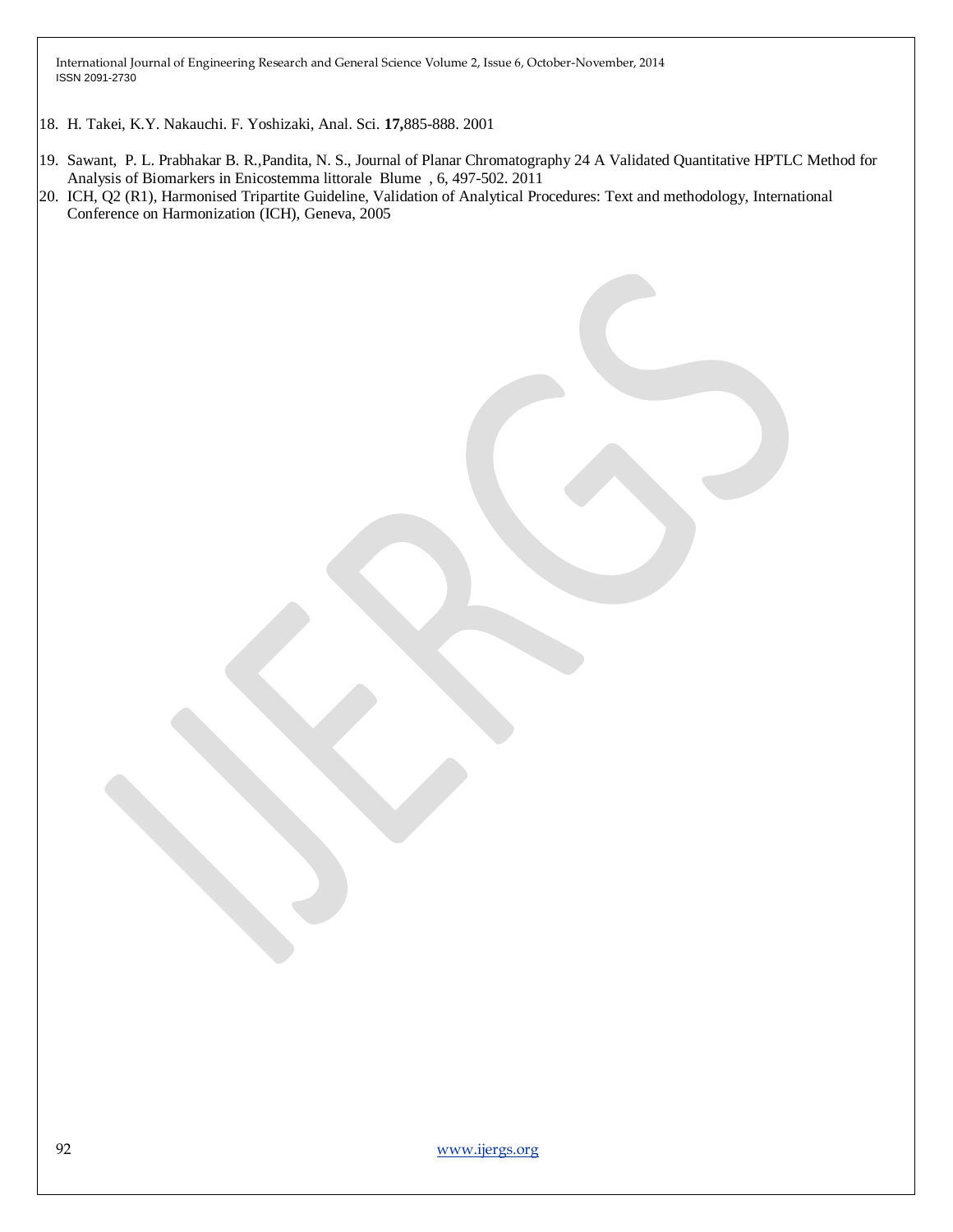18. H. Takei, K.Y. Nakauchi. F. Yoshizaki, Anal. Sci. **17,**885-888. 2001

19. Sawant, P. L. Prabhakar B. R.,Pandita, N. S., Journal of Planar Chromatography 24 A Validated Quantitative HPTLC Method for Analysis of Biomarkers in Enicostemma littorale Blume , 6, 497-502. 2011

20. ICH, Q2 (R1), Harmonised Tripartite Guideline, Validation of Analytical Procedures: Text and methodology, International Conference on Harmonization (ICH), Geneva, 2005